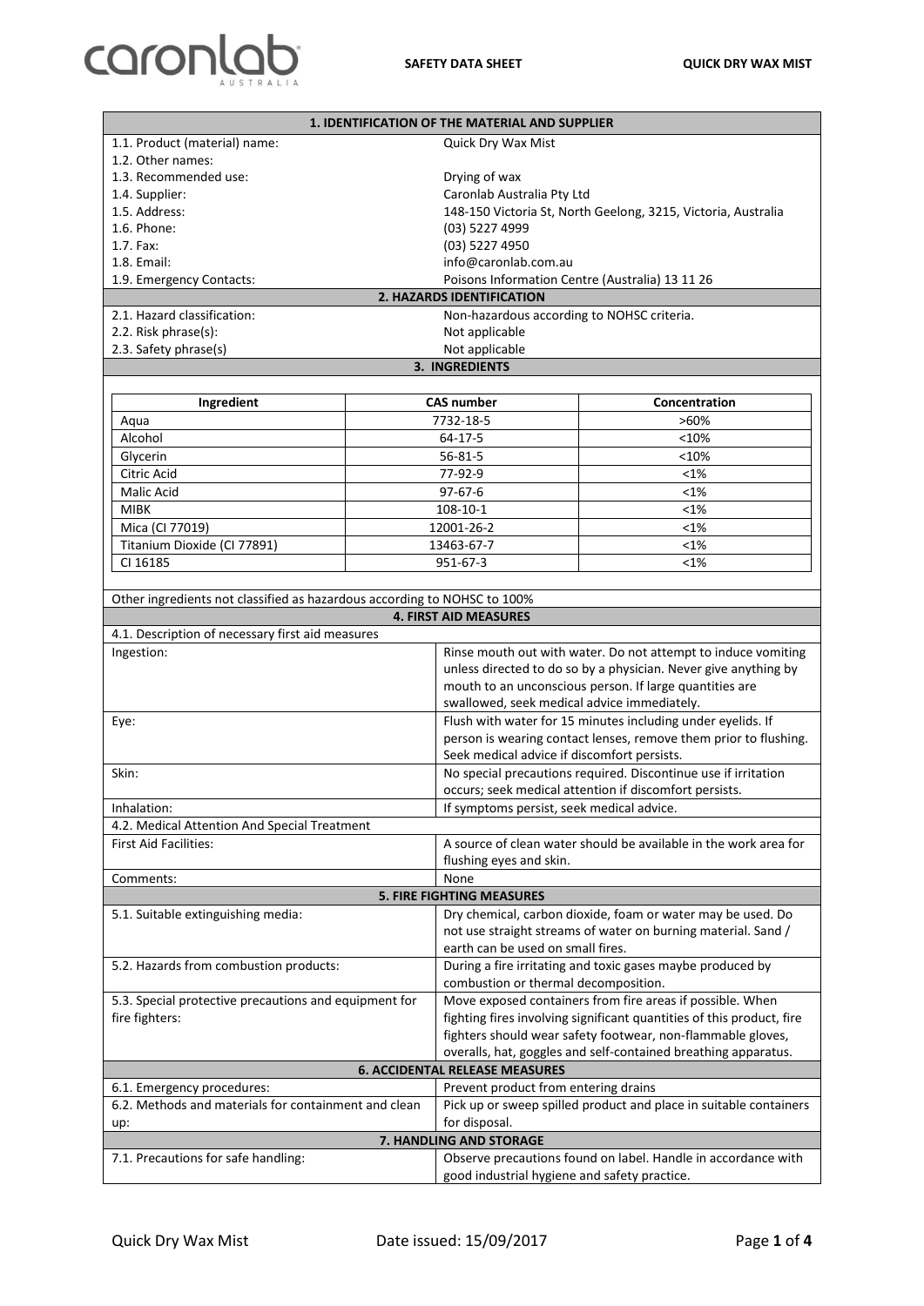## 1. IDENTIFICATION OF THE MATERIAL AND SUPPLIER

| | |
|---|---|
| 1.1. Product (material) name: | Quick Dry Wax Mist |
| 1.2. Other names: | |
| 1.3. Recommended use: | Drying of wax |
| 1.4. Supplier: | Caronlab Australia Pty Ltd |
| 1.5. Address: | 148-150 Victoria St, North Geelong, 3215, Victoria, Australia |
| 1.6. Phone: | (03) 5227 4999 |
| 1.7. Fax: | (03) 5227 4950 |
| 1.8. Email: | info@caronlab.com.au |
| 1.9. Emergency Contacts: | Poisons Information Centre (Australia) 13 11 26 |

## 2. HAZARDS IDENTIFICATION

| | |
|---|---|
| 2.1. Hazard classification: | Non-hazardous according to NOHSC criteria. |
| 2.2. Risk phrase(s): | Not applicable |
| 2.3. Safety phrase(s) | Not applicable |

## 3. INGREDIENTS

| Ingredient | CAS number | Concentration |
|---|---|---|
| Aqua | 7732-18-5 | >60% |
| Alcohol | 64-17-5 | <10% |
| Glycerin | 56-81-5 | <10% |
| Citric Acid | 77-92-9 | <1% |
| Malic Acid | 97-67-6 | <1% |
| MIBK | 108-10-1 | <1% |
| Mica (CI 77019) | 12001-26-2 | <1% |
| Titanium Dioxide (CI 77891) | 13463-67-7 | <1% |
| CI 16185 | 951-67-3 | <1% |

Other ingredients not classified as hazardous according to NOHSC to 100%

## 4. FIRST AID MEASURES

4.1. Description of necessary first aid measures

| | |
|---|---|
| Ingestion: | Rinse mouth out with water. Do not attempt to induce vomiting unless directed to do so by a physician. Never give anything by mouth to an unconscious person. If large quantities are swallowed, seek medical advice immediately. |
| Eye: | Flush with water for 15 minutes including under eyelids. If person is wearing contact lenses, remove them prior to flushing. Seek medical advice if discomfort persists. |
| Skin: | No special precautions required. Discontinue use if irritation occurs; seek medical attention if discomfort persists. |
| Inhalation: | If symptoms persist, seek medical advice. |

4.2. Medical Attention And Special Treatment

| | |
|---|---|
| First Aid Facilities: | A source of clean water should be available in the work area for flushing eyes and skin. |
| Comments: | None |

## 5. FIRE FIGHTING MEASURES

| | |
|---|---|
| 5.1. Suitable extinguishing media: | Dry chemical, carbon dioxide, foam or water may be used. Do not use straight streams of water on burning material. Sand / earth can be used on small fires. |
| 5.2. Hazards from combustion products: | During a fire irritating and toxic gases maybe produced by combustion or thermal decomposition. |
| 5.3. Special protective precautions and equipment for fire fighters: | Move exposed containers from fire areas if possible. When fighting fires involving significant quantities of this product, fire fighters should wear safety footwear, non-flammable gloves, overalls, hat, goggles and self-contained breathing apparatus. |

## 6. ACCIDENTAL RELEASE MEASURES

| | |
|---|---|
| 6.1. Emergency procedures: | Prevent product from entering drains |
| 6.2. Methods and materials for containment and clean up: | Pick up or sweep spilled product and place in suitable containers for disposal. |

## 7. HANDLING AND STORAGE

| | |
|---|---|
| 7.1. Precautions for safe handling: | Observe precautions found on label. Handle in accordance with good industrial hygiene and safety practice. |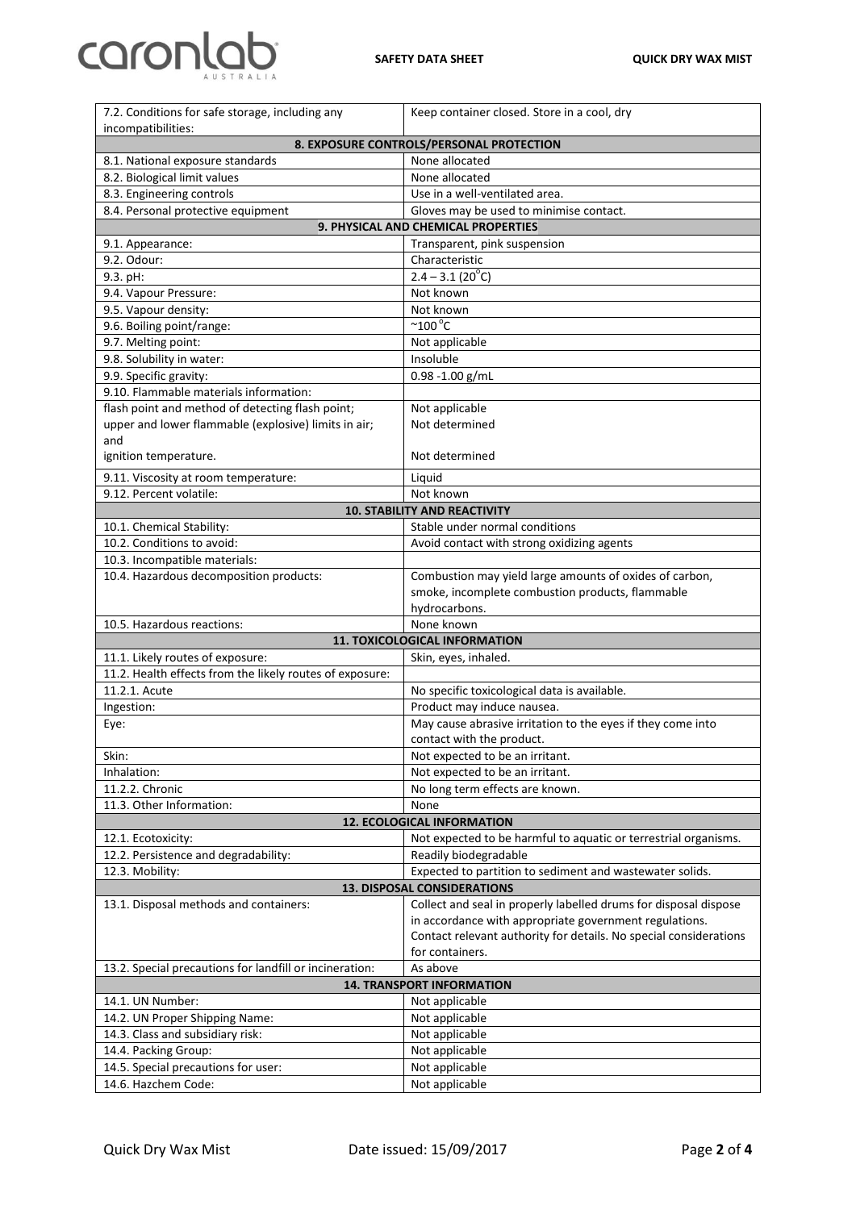| | |
|---|---|
| 7.2. Conditions for safe storage, including any incompatibilities: | Keep container closed. Store in a cool, dry |
| **8. EXPOSURE CONTROLS/PERSONAL PROTECTION** | |
| 8.1. National exposure standards | None allocated |
| 8.2. Biological limit values | None allocated |
| 8.3. Engineering controls | Use in a well-ventilated area. |
| 8.4. Personal protective equipment | Gloves may be used to minimise contact. |
| **9. PHYSICAL AND CHEMICAL PROPERTIES** | |
| 9.1. Appearance: | Transparent, pink suspension |
| 9.2. Odour: | Characteristic |
| 9.3. pH: | 2.4 – 3.1 (20°C) |
| 9.4. Vapour Pressure: | Not known |
| 9.5. Vapour density: | Not known |
| 9.6. Boiling point/range: | ~100°C |
| 9.7. Melting point: | Not applicable |
| 9.8. Solubility in water: | Insoluble |
| 9.9. Specific gravity: | 0.98 -1.00 g/mL |
| 9.10. Flammable materials information: | |
| flash point and method of detecting flash point; | Not applicable |
| upper and lower flammable (explosive) limits in air; and | Not determined |
| ignition temperature. | Not determined |
| 9.11. Viscosity at room temperature: | Liquid |
| 9.12. Percent volatile: | Not known |
| **10. STABILITY AND REACTIVITY** | |
| 10.1. Chemical Stability: | Stable under normal conditions |
| 10.2. Conditions to avoid: | Avoid contact with strong oxidizing agents |
| 10.3. Incompatible materials: | |
| 10.4. Hazardous decomposition products: | Combustion may yield large amounts of oxides of carbon, smoke, incomplete combustion products, flammable hydrocarbons. |
| 10.5. Hazardous reactions: | None known |
| **11. TOXICOLOGICAL INFORMATION** | |
| 11.1. Likely routes of exposure: | Skin, eyes, inhaled. |
| 11.2. Health effects from the likely routes of exposure: | |
| 11.2.1. Acute | No specific toxicological data is available. |
| Ingestion: | Product may induce nausea. |
| Eye: | May cause abrasive irritation to the eyes if they come into contact with the product. |
| Skin: | Not expected to be an irritant. |
| Inhalation: | Not expected to be an irritant. |
| 11.2.2. Chronic | No long term effects are known. |
| 11.3. Other Information: | None |
| **12. ECOLOGICAL INFORMATION** | |
| 12.1. Ecotoxicity: | Not expected to be harmful to aquatic or terrestrial organisms. |
| 12.2. Persistence and degradability: | Readily biodegradable |
| 12.3. Mobility: | Expected to partition to sediment and wastewater solids. |
| **13. DISPOSAL CONSIDERATIONS** | |
| 13.1. Disposal methods and containers: | Collect and seal in properly labelled drums for disposal dispose in accordance with appropriate government regulations. Contact relevant authority for details. No special considerations for containers. |
| 13.2. Special precautions for landfill or incineration: | As above |
| **14. TRANSPORT INFORMATION** | |
| 14.1. UN Number: | Not applicable |
| 14.2. UN Proper Shipping Name: | Not applicable |
| 14.3. Class and subsidiary risk: | Not applicable |
| 14.4. Packing Group: | Not applicable |
| 14.5. Special precautions for user: | Not applicable |
| 14.6. Hazchem Code: | Not applicable |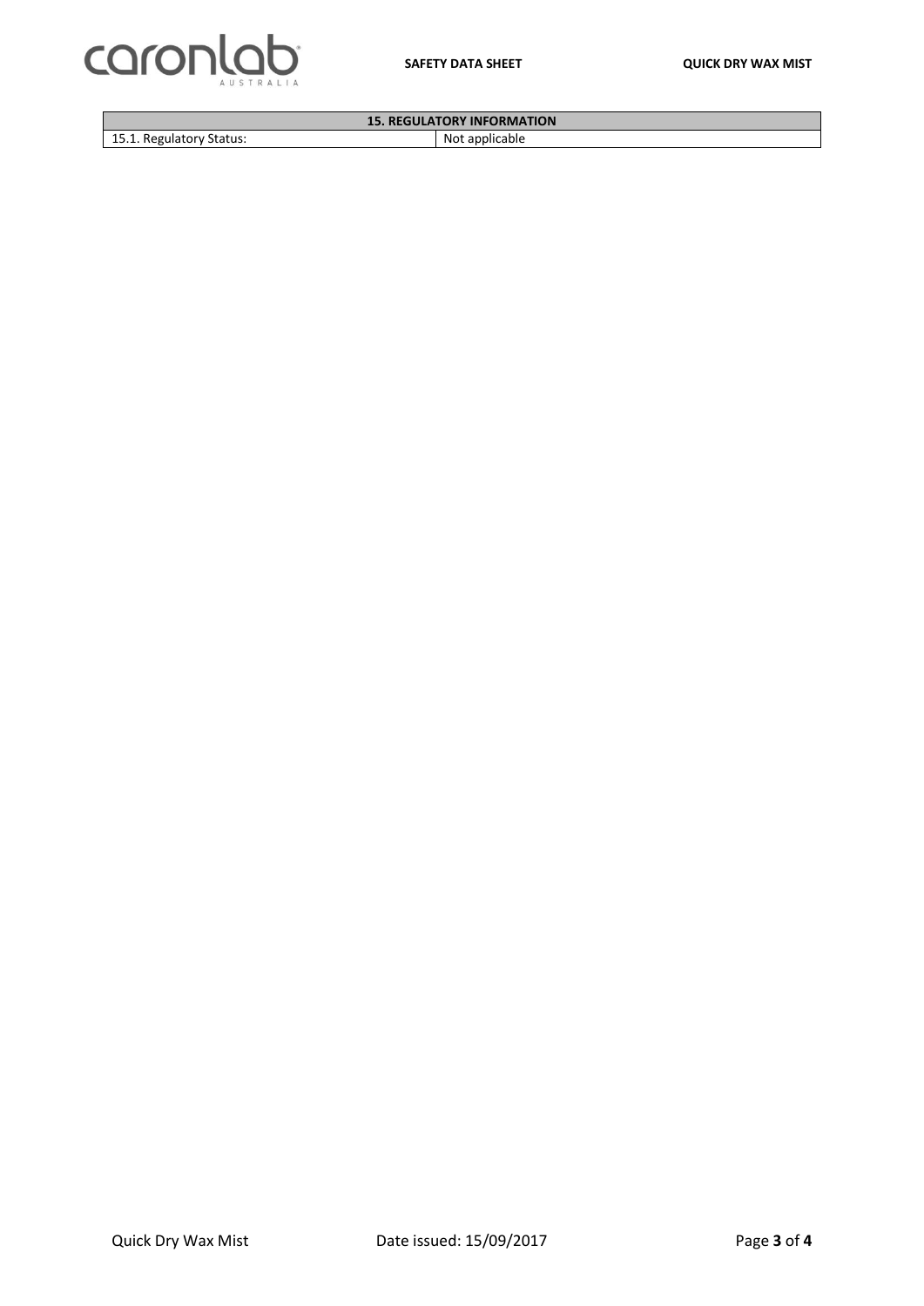| 15. REGULATORY INFORMATION | |
| --- | --- |
| 15.1. Regulatory Status: | Not applicable |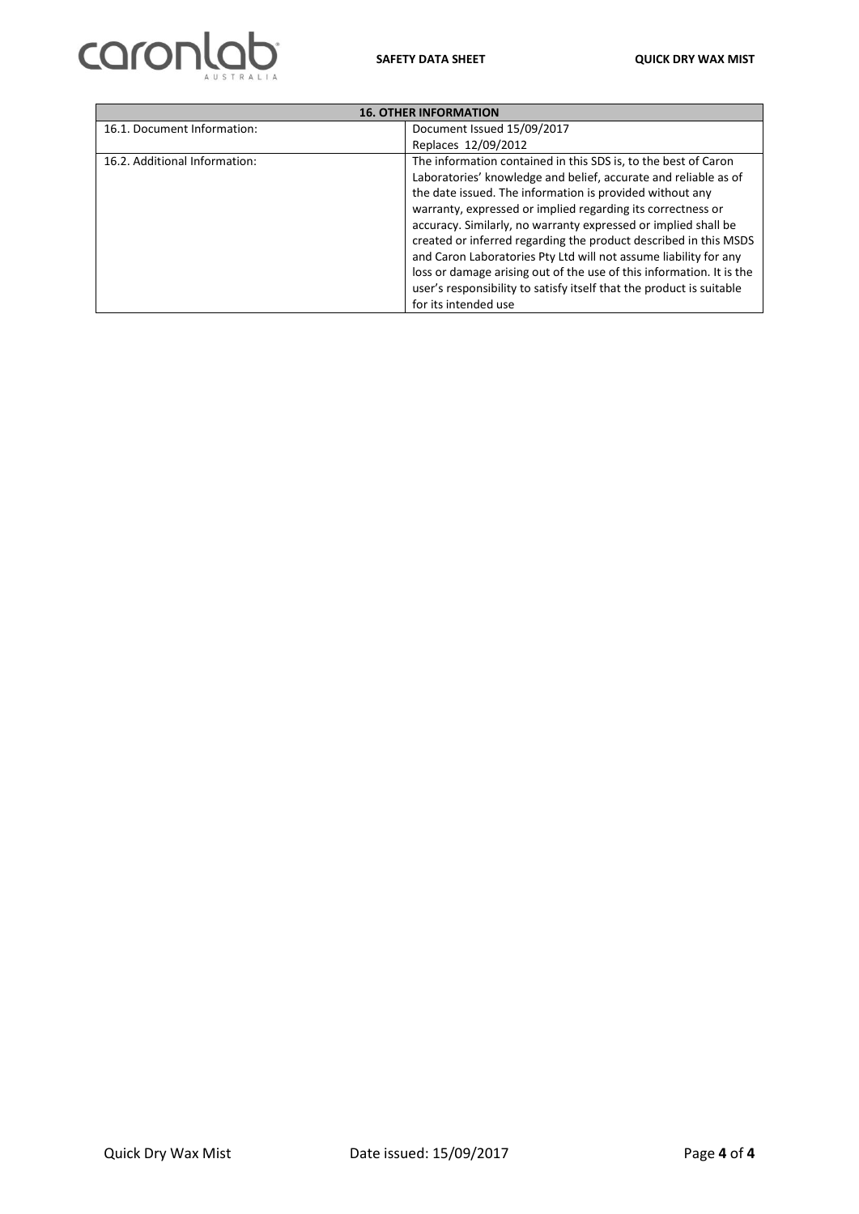## 16. OTHER INFORMATION

| | |
|---|---|
| 16.1. Document Information: | Document Issued 15/09/2017<br>Replaces 12/09/2012 |
| 16.2. Additional Information: | The information contained in this SDS is, to the best of Caron Laboratories' knowledge and belief, accurate and reliable as of the date issued. The information is provided without any warranty, expressed or implied regarding its correctness or accuracy. Similarly, no warranty expressed or implied shall be created or inferred regarding the product described in this MSDS and Caron Laboratories Pty Ltd will not assume liability for any loss or damage arising out of the use of this information. It is the user's responsibility to satisfy itself that the product is suitable for its intended use |